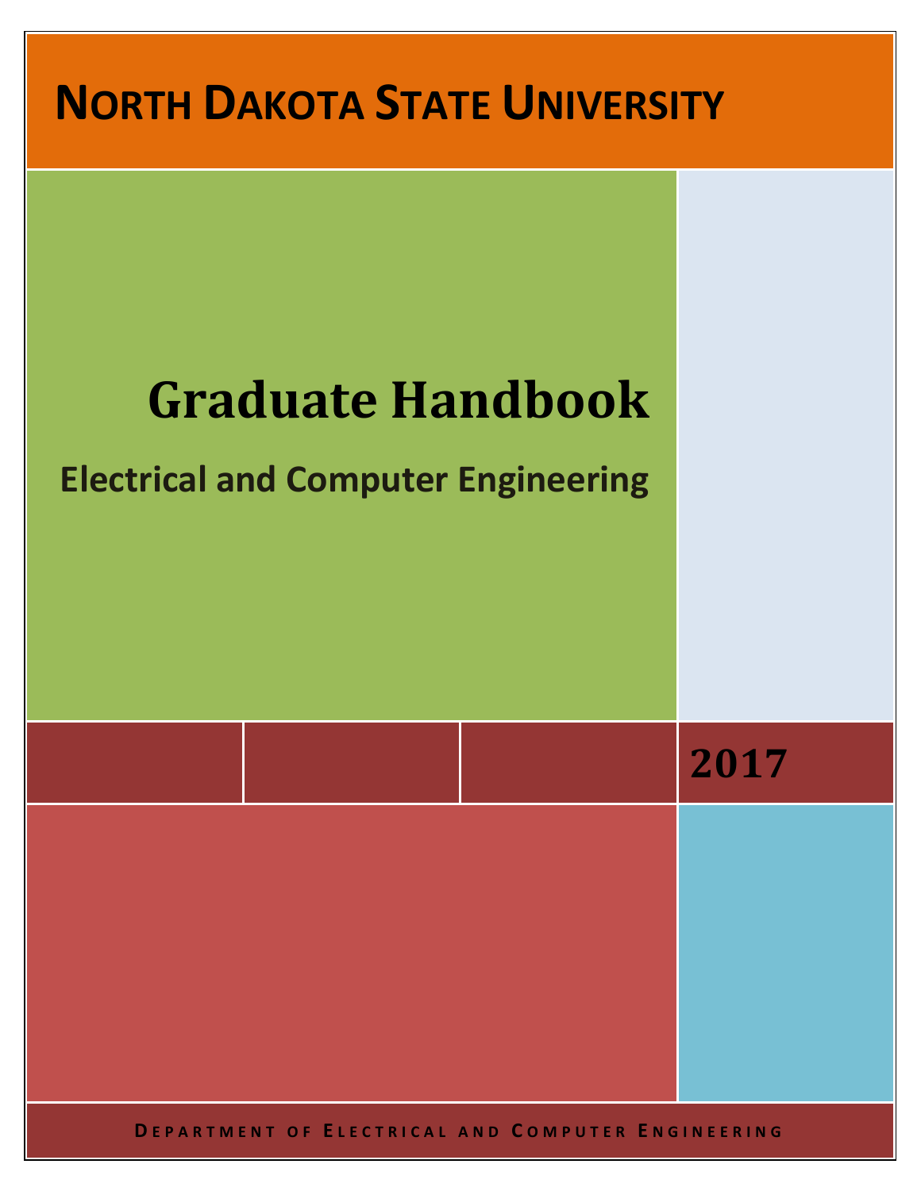# NORTH DAKOTA STATE UNIVERSITY

# Graduate Handbook

## Electrical and Computer Engineering

**2017**

DEPARTMENT OF ELECTRICAL AND COMPUTER ENGINEERING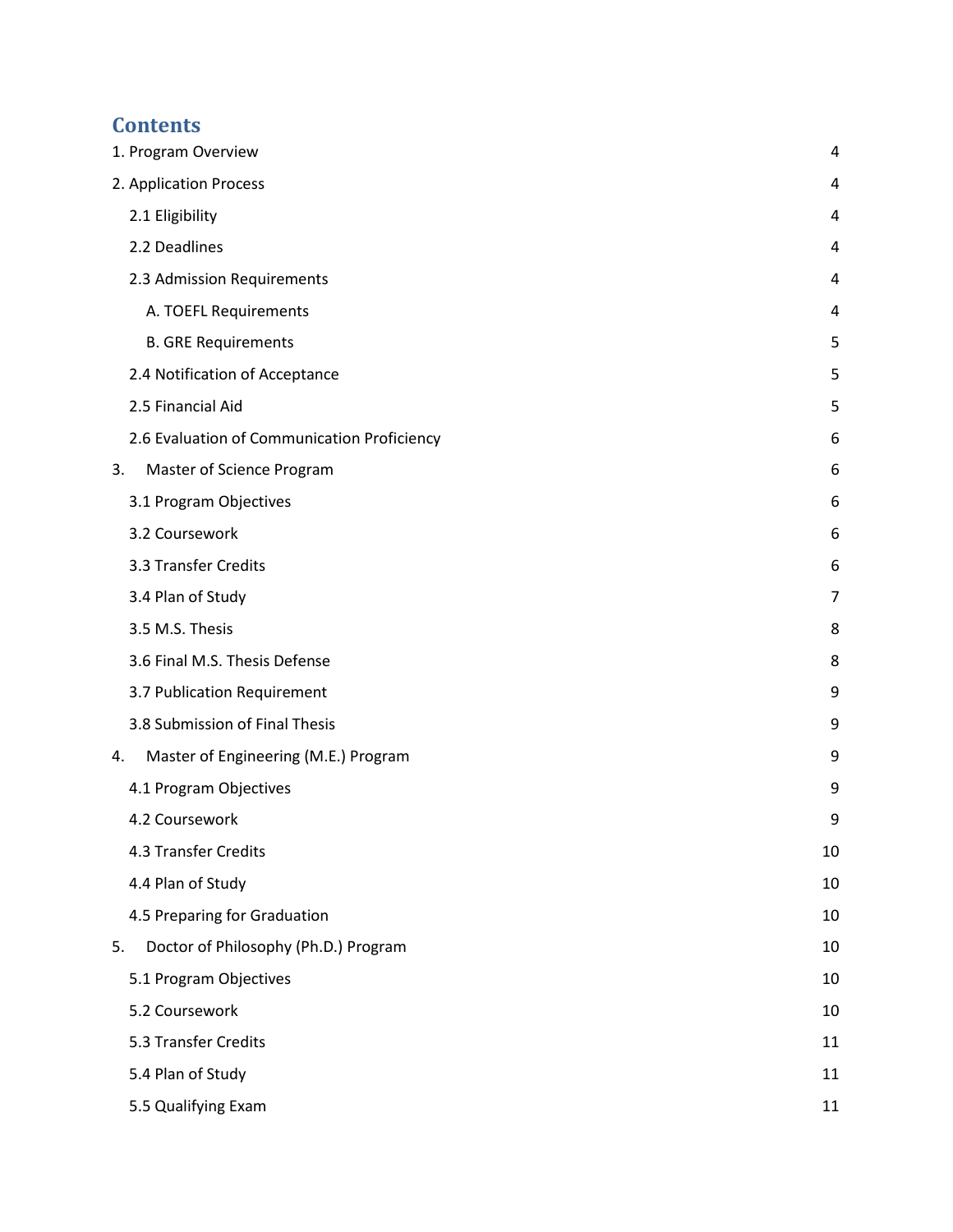# Contents

1. Program Overview 4

2. Application Process 4

  2.1 Eligibility 4

  2.2 Deadlines 4

  2.3 Admission Requirements 4

    A. TOEFL Requirements 4

    B. GRE Requirements 5

  2.4 Notification of Acceptance 5

  2.5 Financial Aid 5

  2.6 Evaluation of Communication Proficiency 6

3. Master of Science Program 6

  3.1 Program Objectives 6

  3.2 Coursework 6

  3.3 Transfer Credits 6

  3.4 Plan of Study 7

  3.5 M.S. Thesis 8

  3.6 Final M.S. Thesis Defense 8

  3.7 Publication Requirement 9

  3.8 Submission of Final Thesis 9

4. Master of Engineering (M.E.) Program 9

  4.1 Program Objectives 9

  4.2 Coursework 9

  4.3 Transfer Credits 10

  4.4 Plan of Study 10

  4.5 Preparing for Graduation 10

5. Doctor of Philosophy (Ph.D.) Program 10

  5.1 Program Objectives 10

  5.2 Coursework 10

  5.3 Transfer Credits 11

  5.4 Plan of Study 11

  5.5 Qualifying Exam 11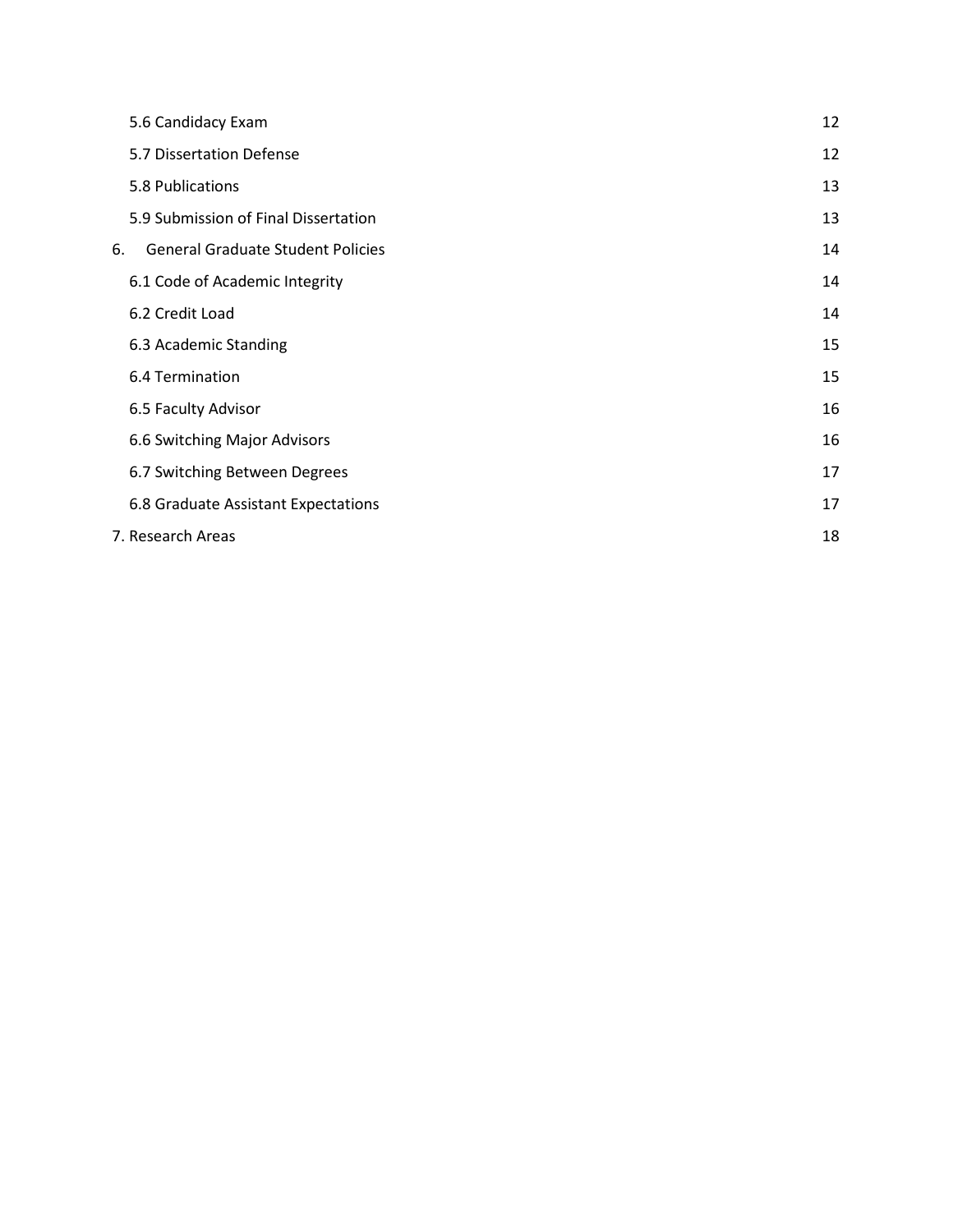| | |
|---|---|
| 5.6 Candidacy Exam | 12 |
| 5.7 Dissertation Defense | 12 |
| 5.8 Publications | 13 |
| 5.9 Submission of Final Dissertation | 13 |
| 6. General Graduate Student Policies | 14 |
| 6.1 Code of Academic Integrity | 14 |
| 6.2 Credit Load | 14 |
| 6.3 Academic Standing | 15 |
| 6.4 Termination | 15 |
| 6.5 Faculty Advisor | 16 |
| 6.6 Switching Major Advisors | 16 |
| 6.7 Switching Between Degrees | 17 |
| 6.8 Graduate Assistant Expectations | 17 |
| 7. Research Areas | 18 |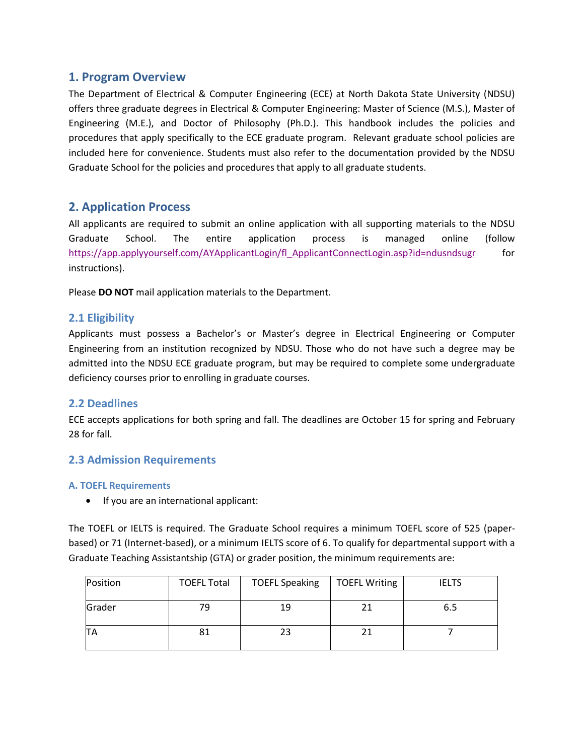## 1. Program Overview

The Department of Electrical & Computer Engineering (ECE) at North Dakota State University (NDSU) offers three graduate degrees in Electrical & Computer Engineering: Master of Science (M.S.), Master of Engineering (M.E.), and Doctor of Philosophy (Ph.D.). This handbook includes the policies and procedures that apply specifically to the ECE graduate program. Relevant graduate school policies are included here for convenience. Students must also refer to the documentation provided by the NDSU Graduate School for the policies and procedures that apply to all graduate students.

## 2. Application Process

All applicants are required to submit an online application with all supporting materials to the NDSU Graduate School. The entire application process is managed online (follow https://app.applyyourself.com/AYApplicantLogin/fl_ApplicantConnectLogin.asp?id=ndusndsugr for instructions).

Please **DO NOT** mail application materials to the Department.

### 2.1 Eligibility

Applicants must possess a Bachelor's or Master's degree in Electrical Engineering or Computer Engineering from an institution recognized by NDSU. Those who do not have such a degree may be admitted into the NDSU ECE graduate program, but may be required to complete some undergraduate deficiency courses prior to enrolling in graduate courses.

### 2.2 Deadlines

ECE accepts applications for both spring and fall. The deadlines are October 15 for spring and February 28 for fall.

### 2.3 Admission Requirements

#### A. TOEFL Requirements

- If you are an international applicant:

The TOEFL or IELTS is required. The Graduate School requires a minimum TOEFL score of 525 (paper-based) or 71 (Internet-based), or a minimum IELTS score of 6. To qualify for departmental support with a Graduate Teaching Assistantship (GTA) or grader position, the minimum requirements are:

| Position | TOEFL Total | TOEFL Speaking | TOEFL Writing | IELTS |
|---|---|---|---|---|
| Grader | 79 | 19 | 21 | 6.5 |
| TA | 81 | 23 | 21 | 7 |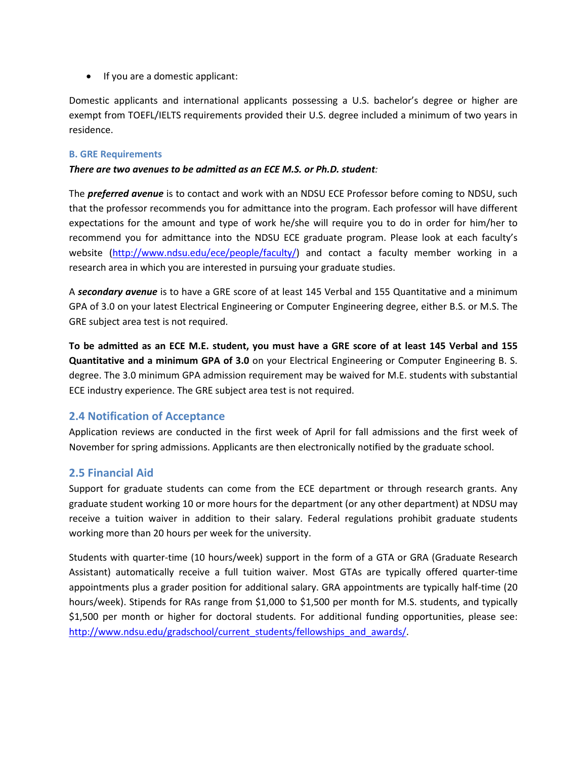- If you are a domestic applicant:

Domestic applicants and international applicants possessing a U.S. bachelor's degree or higher are exempt from TOEFL/IELTS requirements provided their U.S. degree included a minimum of two years in residence.

#### B. GRE Requirements

***There are two avenues to be admitted as an ECE M.S. or Ph.D. student**:*

The ***preferred avenue*** is to contact and work with an NDSU ECE Professor before coming to NDSU, such that the professor recommends you for admittance into the program. Each professor will have different expectations for the amount and type of work he/she will require you to do in order for him/her to recommend you for admittance into the NDSU ECE graduate program. Please look at each faculty's website (http://www.ndsu.edu/ece/people/faculty/) and contact a faculty member working in a research area in which you are interested in pursuing your graduate studies.

A ***secondary avenue*** is to have a GRE score of at least 145 Verbal and 155 Quantitative and a minimum GPA of 3.0 on your latest Electrical Engineering or Computer Engineering degree, either B.S. or M.S. The GRE subject area test is not required.

**To be admitted as an ECE M.E. student, you must have a GRE score of at least 145 Verbal and 155 Quantitative and a minimum GPA of 3.0** on your Electrical Engineering or Computer Engineering B. S. degree. The 3.0 minimum GPA admission requirement may be waived for M.E. students with substantial ECE industry experience. The GRE subject area test is not required.

### 2.4 Notification of Acceptance

Application reviews are conducted in the first week of April for fall admissions and the first week of November for spring admissions. Applicants are then electronically notified by the graduate school.

### 2.5 Financial Aid

Support for graduate students can come from the ECE department or through research grants. Any graduate student working 10 or more hours for the department (or any other department) at NDSU may receive a tuition waiver in addition to their salary. Federal regulations prohibit graduate students working more than 20 hours per week for the university.

Students with quarter-time (10 hours/week) support in the form of a GTA or GRA (Graduate Research Assistant) automatically receive a full tuition waiver. Most GTAs are typically offered quarter-time appointments plus a grader position for additional salary. GRA appointments are typically half-time (20 hours/week). Stipends for RAs range from $1,000 to $1,500 per month for M.S. students, and typically $1,500 per month or higher for doctoral students. For additional funding opportunities, please see: http://www.ndsu.edu/gradschool/current_students/fellowships_and_awards/.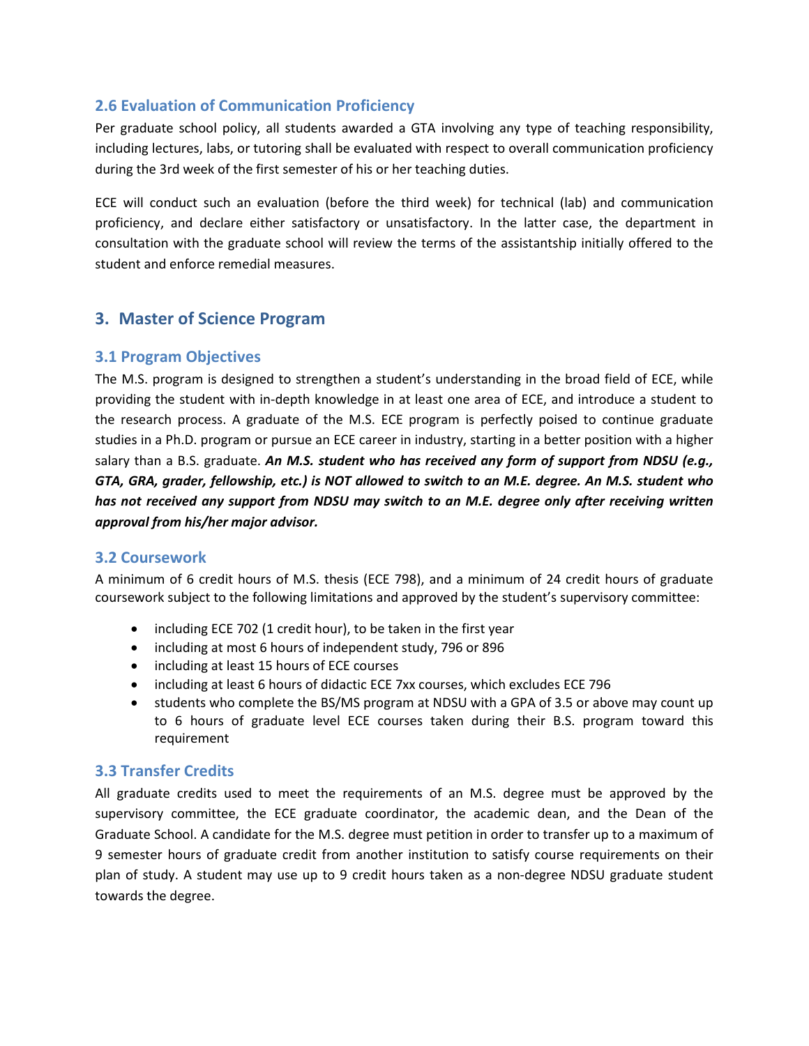### 2.6 Evaluation of Communication Proficiency

Per graduate school policy, all students awarded a GTA involving any type of teaching responsibility, including lectures, labs, or tutoring shall be evaluated with respect to overall communication proficiency during the 3rd week of the first semester of his or her teaching duties.

ECE will conduct such an evaluation (before the third week) for technical (lab) and communication proficiency, and declare either satisfactory or unsatisfactory. In the latter case, the department in consultation with the graduate school will review the terms of the assistantship initially offered to the student and enforce remedial measures.

## 3. Master of Science Program

### 3.1 Program Objectives

The M.S. program is designed to strengthen a student's understanding in the broad field of ECE, while providing the student with in-depth knowledge in at least one area of ECE, and introduce a student to the research process. A graduate of the M.S. ECE program is perfectly poised to continue graduate studies in a Ph.D. program or pursue an ECE career in industry, starting in a better position with a higher salary than a B.S. graduate. ***An M.S. student who has received any form of support from NDSU (e.g., GTA, GRA, grader, fellowship, etc.) is NOT allowed to switch to an M.E. degree. An M.S. student who has not received any support from NDSU may switch to an M.E. degree only after receiving written approval from his/her major advisor.***

### 3.2 Coursework

A minimum of 6 credit hours of M.S. thesis (ECE 798), and a minimum of 24 credit hours of graduate coursework subject to the following limitations and approved by the student's supervisory committee:

- including ECE 702 (1 credit hour), to be taken in the first year
- including at most 6 hours of independent study, 796 or 896
- including at least 15 hours of ECE courses
- including at least 6 hours of didactic ECE 7xx courses, which excludes ECE 796
- students who complete the BS/MS program at NDSU with a GPA of 3.5 or above may count up to 6 hours of graduate level ECE courses taken during their B.S. program toward this requirement

### 3.3 Transfer Credits

All graduate credits used to meet the requirements of an M.S. degree must be approved by the supervisory committee, the ECE graduate coordinator, the academic dean, and the Dean of the Graduate School. A candidate for the M.S. degree must petition in order to transfer up to a maximum of 9 semester hours of graduate credit from another institution to satisfy course requirements on their plan of study. A student may use up to 9 credit hours taken as a non-degree NDSU graduate student towards the degree.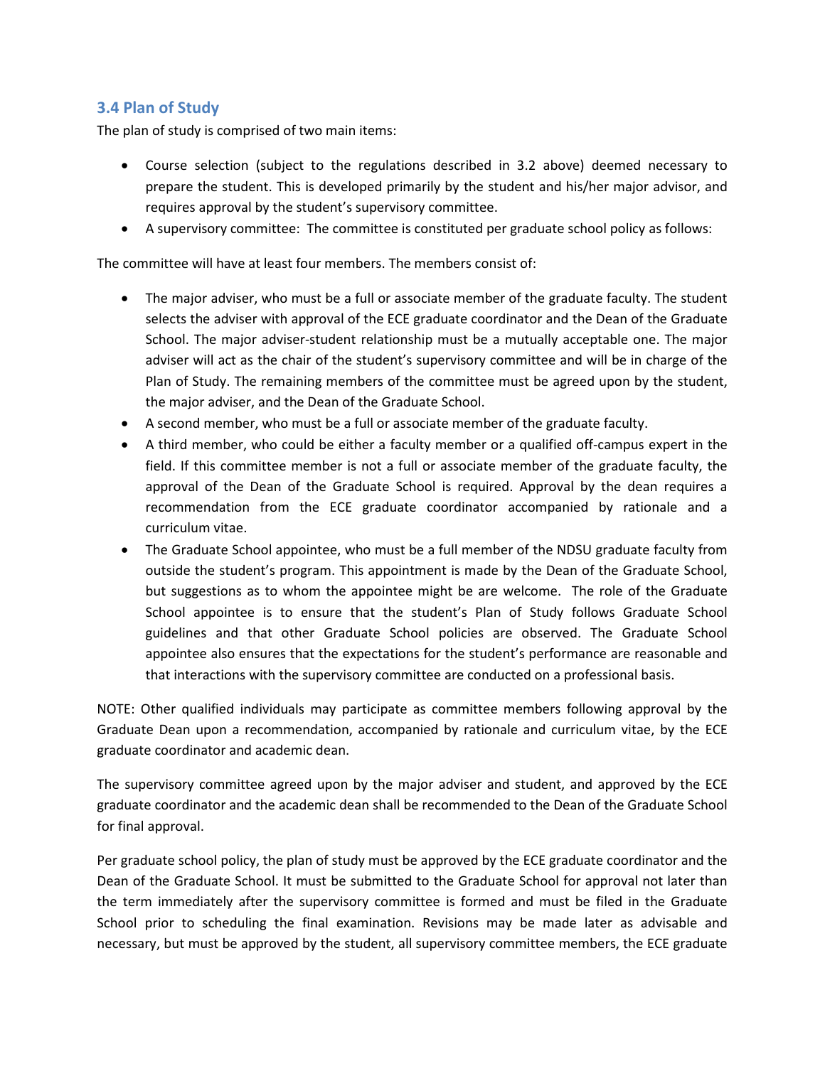### 3.4 Plan of Study

The plan of study is comprised of two main items:

- Course selection (subject to the regulations described in 3.2 above) deemed necessary to prepare the student. This is developed primarily by the student and his/her major advisor, and requires approval by the student's supervisory committee.
- A supervisory committee: The committee is constituted per graduate school policy as follows:

The committee will have at least four members. The members consist of:

- The major adviser, who must be a full or associate member of the graduate faculty. The student selects the adviser with approval of the ECE graduate coordinator and the Dean of the Graduate School. The major adviser-student relationship must be a mutually acceptable one. The major adviser will act as the chair of the student's supervisory committee and will be in charge of the Plan of Study. The remaining members of the committee must be agreed upon by the student, the major adviser, and the Dean of the Graduate School.
- A second member, who must be a full or associate member of the graduate faculty.
- A third member, who could be either a faculty member or a qualified off-campus expert in the field. If this committee member is not a full or associate member of the graduate faculty, the approval of the Dean of the Graduate School is required. Approval by the dean requires a recommendation from the ECE graduate coordinator accompanied by rationale and a curriculum vitae.
- The Graduate School appointee, who must be a full member of the NDSU graduate faculty from outside the student's program. This appointment is made by the Dean of the Graduate School, but suggestions as to whom the appointee might be are welcome. The role of the Graduate School appointee is to ensure that the student's Plan of Study follows Graduate School guidelines and that other Graduate School policies are observed. The Graduate School appointee also ensures that the expectations for the student's performance are reasonable and that interactions with the supervisory committee are conducted on a professional basis.

NOTE: Other qualified individuals may participate as committee members following approval by the Graduate Dean upon a recommendation, accompanied by rationale and curriculum vitae, by the ECE graduate coordinator and academic dean.

The supervisory committee agreed upon by the major adviser and student, and approved by the ECE graduate coordinator and the academic dean shall be recommended to the Dean of the Graduate School for final approval.

Per graduate school policy, the plan of study must be approved by the ECE graduate coordinator and the Dean of the Graduate School. It must be submitted to the Graduate School for approval not later than the term immediately after the supervisory committee is formed and must be filed in the Graduate School prior to scheduling the final examination. Revisions may be made later as advisable and necessary, but must be approved by the student, all supervisory committee members, the ECE graduate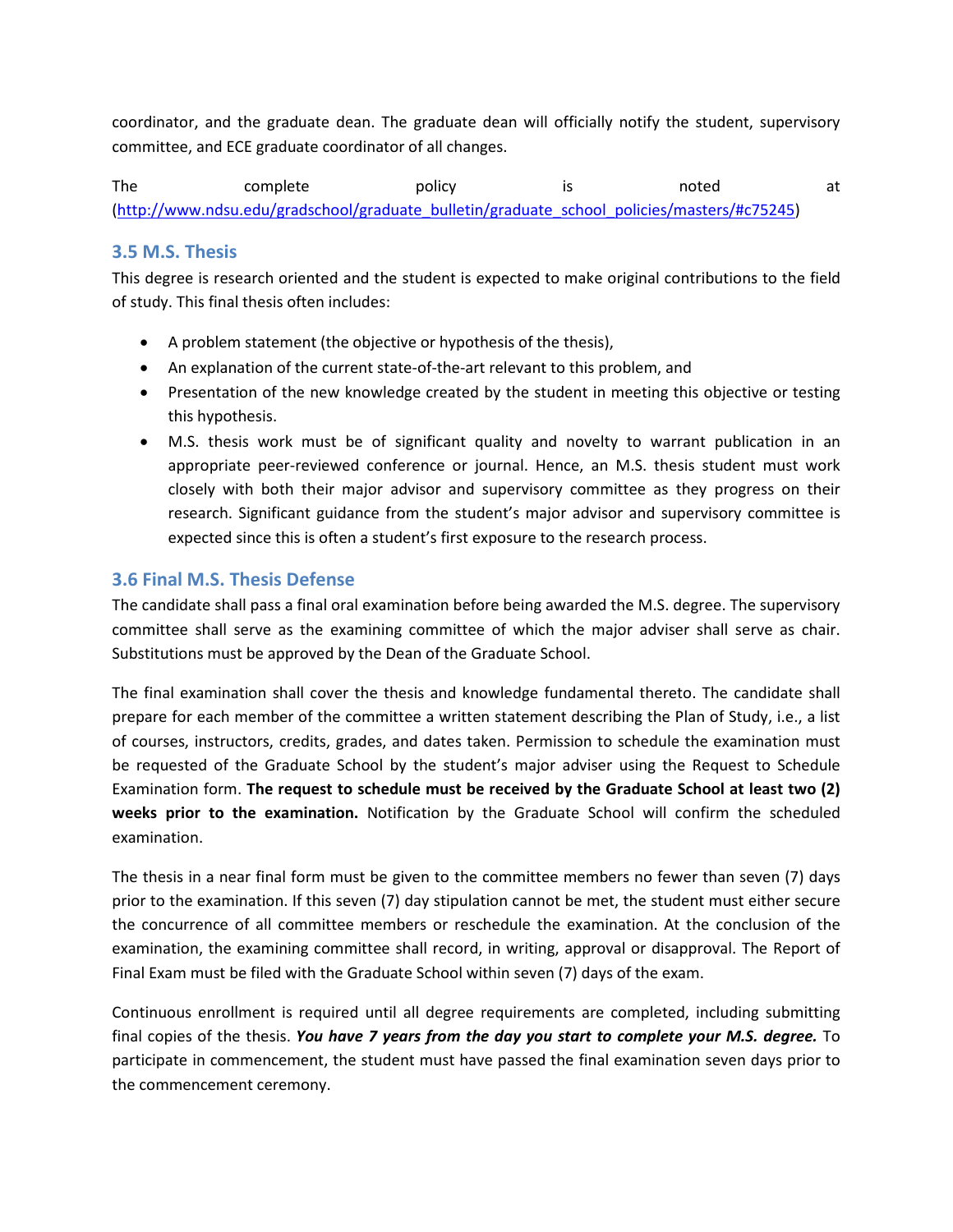coordinator, and the graduate dean. The graduate dean will officially notify the student, supervisory committee, and ECE graduate coordinator of all changes.

The complete policy is noted at (http://www.ndsu.edu/gradschool/graduate_bulletin/graduate_school_policies/masters/#c75245)

### 3.5 M.S. Thesis

This degree is research oriented and the student is expected to make original contributions to the field of study. This final thesis often includes:

- A problem statement (the objective or hypothesis of the thesis),
- An explanation of the current state-of-the-art relevant to this problem, and
- Presentation of the new knowledge created by the student in meeting this objective or testing this hypothesis.
- M.S. thesis work must be of significant quality and novelty to warrant publication in an appropriate peer-reviewed conference or journal. Hence, an M.S. thesis student must work closely with both their major advisor and supervisory committee as they progress on their research. Significant guidance from the student's major advisor and supervisory committee is expected since this is often a student's first exposure to the research process.

### 3.6 Final M.S. Thesis Defense

The candidate shall pass a final oral examination before being awarded the M.S. degree. The supervisory committee shall serve as the examining committee of which the major adviser shall serve as chair. Substitutions must be approved by the Dean of the Graduate School.

The final examination shall cover the thesis and knowledge fundamental thereto. The candidate shall prepare for each member of the committee a written statement describing the Plan of Study, i.e., a list of courses, instructors, credits, grades, and dates taken. Permission to schedule the examination must be requested of the Graduate School by the student's major adviser using the Request to Schedule Examination form. **The request to schedule must be received by the Graduate School at least two (2) weeks prior to the examination.** Notification by the Graduate School will confirm the scheduled examination.

The thesis in a near final form must be given to the committee members no fewer than seven (7) days prior to the examination. If this seven (7) day stipulation cannot be met, the student must either secure the concurrence of all committee members or reschedule the examination. At the conclusion of the examination, the examining committee shall record, in writing, approval or disapproval. The Report of Final Exam must be filed with the Graduate School within seven (7) days of the exam.

Continuous enrollment is required until all degree requirements are completed, including submitting final copies of the thesis. ***You have 7 years from the day you start to complete your M.S. degree.*** To participate in commencement, the student must have passed the final examination seven days prior to the commencement ceremony.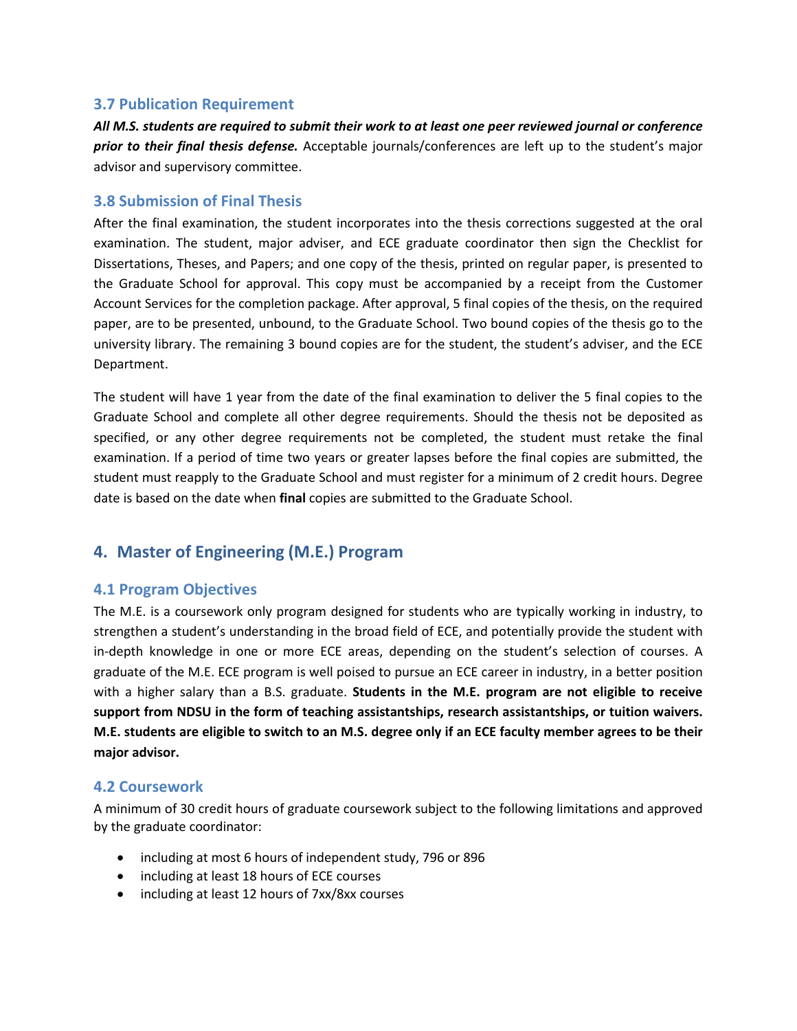### 3.7 Publication Requirement

***All M.S. students are required to submit their work to at least one peer reviewed journal or conference prior to their final thesis defense.*** Acceptable journals/conferences are left up to the student's major advisor and supervisory committee.

### 3.8 Submission of Final Thesis

After the final examination, the student incorporates into the thesis corrections suggested at the oral examination. The student, major adviser, and ECE graduate coordinator then sign the Checklist for Dissertations, Theses, and Papers; and one copy of the thesis, printed on regular paper, is presented to the Graduate School for approval. This copy must be accompanied by a receipt from the Customer Account Services for the completion package. After approval, 5 final copies of the thesis, on the required paper, are to be presented, unbound, to the Graduate School. Two bound copies of the thesis go to the university library. The remaining 3 bound copies are for the student, the student's adviser, and the ECE Department.

The student will have 1 year from the date of the final examination to deliver the 5 final copies to the Graduate School and complete all other degree requirements. Should the thesis not be deposited as specified, or any other degree requirements not be completed, the student must retake the final examination. If a period of time two years or greater lapses before the final copies are submitted, the student must reapply to the Graduate School and must register for a minimum of 2 credit hours. Degree date is based on the date when **final** copies are submitted to the Graduate School.

## 4. Master of Engineering (M.E.) Program

### 4.1 Program Objectives

The M.E. is a coursework only program designed for students who are typically working in industry, to strengthen a student's understanding in the broad field of ECE, and potentially provide the student with in-depth knowledge in one or more ECE areas, depending on the student's selection of courses. A graduate of the M.E. ECE program is well poised to pursue an ECE career in industry, in a better position with a higher salary than a B.S. graduate. **Students in the M.E. program are not eligible to receive support from NDSU in the form of teaching assistantships, research assistantships, or tuition waivers. M.E. students are eligible to switch to an M.S. degree only if an ECE faculty member agrees to be their major advisor.**

### 4.2 Coursework

A minimum of 30 credit hours of graduate coursework subject to the following limitations and approved by the graduate coordinator:

- including at most 6 hours of independent study, 796 or 896
- including at least 18 hours of ECE courses
- including at least 12 hours of 7xx/8xx courses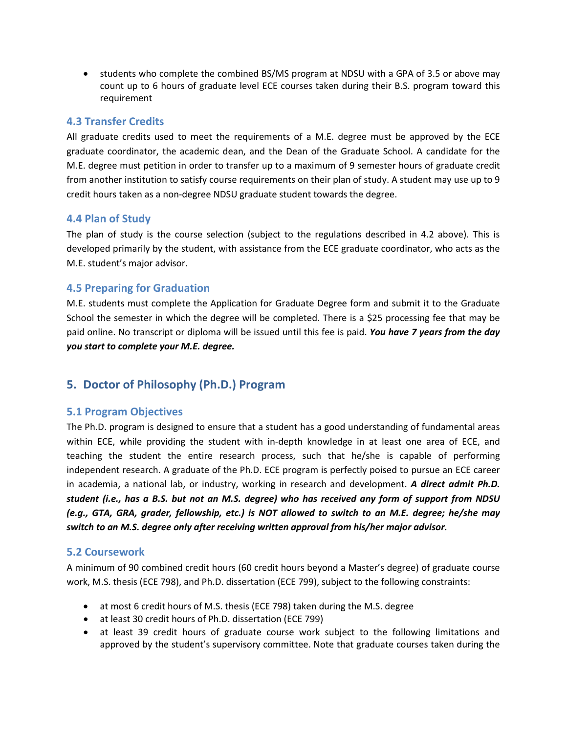- students who complete the combined BS/MS program at NDSU with a GPA of 3.5 or above may count up to 6 hours of graduate level ECE courses taken during their B.S. program toward this requirement

### 4.3 Transfer Credits

All graduate credits used to meet the requirements of a M.E. degree must be approved by the ECE graduate coordinator, the academic dean, and the Dean of the Graduate School. A candidate for the M.E. degree must petition in order to transfer up to a maximum of 9 semester hours of graduate credit from another institution to satisfy course requirements on their plan of study. A student may use up to 9 credit hours taken as a non-degree NDSU graduate student towards the degree.

### 4.4 Plan of Study

The plan of study is the course selection (subject to the regulations described in 4.2 above). This is developed primarily by the student, with assistance from the ECE graduate coordinator, who acts as the M.E. student's major advisor.

### 4.5 Preparing for Graduation

M.E. students must complete the Application for Graduate Degree form and submit it to the Graduate School the semester in which the degree will be completed. There is a $25 processing fee that may be paid online. No transcript or diploma will be issued until this fee is paid. ***You have 7 years from the day you start to complete your M.E. degree.***

## 5. Doctor of Philosophy (Ph.D.) Program

### 5.1 Program Objectives

The Ph.D. program is designed to ensure that a student has a good understanding of fundamental areas within ECE, while providing the student with in-depth knowledge in at least one area of ECE, and teaching the student the entire research process, such that he/she is capable of performing independent research. A graduate of the Ph.D. ECE program is perfectly poised to pursue an ECE career in academia, a national lab, or industry, working in research and development. ***A direct admit Ph.D. student (i.e., has a B.S. but not an M.S. degree) who has received any form of support from NDSU (e.g., GTA, GRA, grader, fellowship, etc.) is NOT allowed to switch to an M.E. degree; he/she may switch to an M.S. degree only after receiving written approval from his/her major advisor.***

### 5.2 Coursework

A minimum of 90 combined credit hours (60 credit hours beyond a Master's degree) of graduate course work, M.S. thesis (ECE 798), and Ph.D. dissertation (ECE 799), subject to the following constraints:

- at most 6 credit hours of M.S. thesis (ECE 798) taken during the M.S. degree
- at least 30 credit hours of Ph.D. dissertation (ECE 799)
- at least 39 credit hours of graduate course work subject to the following limitations and approved by the student's supervisory committee. Note that graduate courses taken during the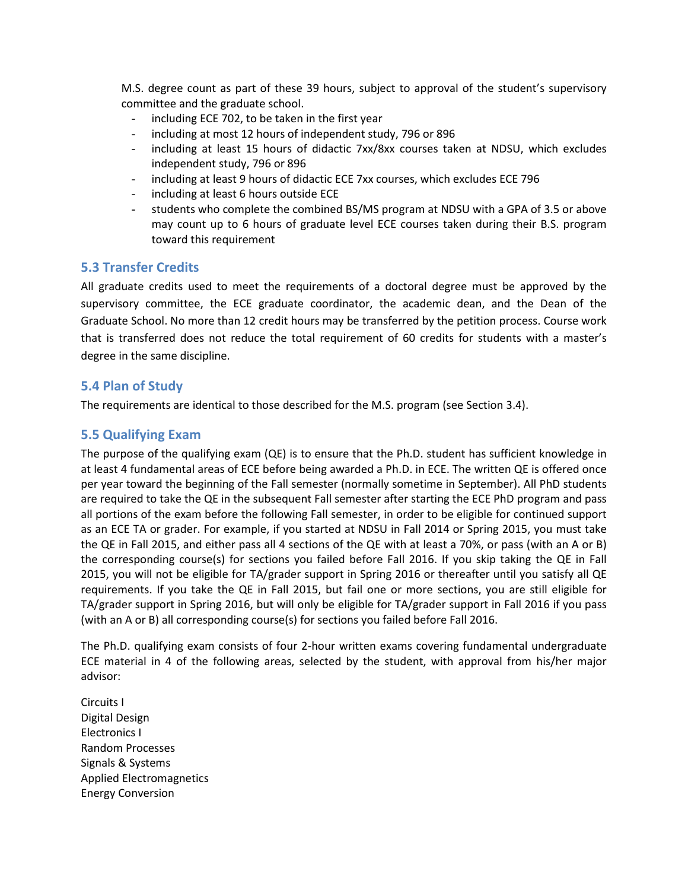M.S. degree count as part of these 39 hours, subject to approval of the student's supervisory committee and the graduate school.

- including ECE 702, to be taken in the first year
- including at most 12 hours of independent study, 796 or 896
- including at least 15 hours of didactic 7xx/8xx courses taken at NDSU, which excludes independent study, 796 or 896
- including at least 9 hours of didactic ECE 7xx courses, which excludes ECE 796
- including at least 6 hours outside ECE
- students who complete the combined BS/MS program at NDSU with a GPA of 3.5 or above may count up to 6 hours of graduate level ECE courses taken during their B.S. program toward this requirement

## 5.3 Transfer Credits

All graduate credits used to meet the requirements of a doctoral degree must be approved by the supervisory committee, the ECE graduate coordinator, the academic dean, and the Dean of the Graduate School. No more than 12 credit hours may be transferred by the petition process. Course work that is transferred does not reduce the total requirement of 60 credits for students with a master's degree in the same discipline.

## 5.4 Plan of Study

The requirements are identical to those described for the M.S. program (see Section 3.4).

## 5.5 Qualifying Exam

The purpose of the qualifying exam (QE) is to ensure that the Ph.D. student has sufficient knowledge in at least 4 fundamental areas of ECE before being awarded a Ph.D. in ECE. The written QE is offered once per year toward the beginning of the Fall semester (normally sometime in September). All PhD students are required to take the QE in the subsequent Fall semester after starting the ECE PhD program and pass all portions of the exam before the following Fall semester, in order to be eligible for continued support as an ECE TA or grader. For example, if you started at NDSU in Fall 2014 or Spring 2015, you must take the QE in Fall 2015, and either pass all 4 sections of the QE with at least a 70%, or pass (with an A or B) the corresponding course(s) for sections you failed before Fall 2016. If you skip taking the QE in Fall 2015, you will not be eligible for TA/grader support in Spring 2016 or thereafter until you satisfy all QE requirements. If you take the QE in Fall 2015, but fail one or more sections, you are still eligible for TA/grader support in Spring 2016, but will only be eligible for TA/grader support in Fall 2016 if you pass (with an A or B) all corresponding course(s) for sections you failed before Fall 2016.

The Ph.D. qualifying exam consists of four 2-hour written exams covering fundamental undergraduate ECE material in 4 of the following areas, selected by the student, with approval from his/her major advisor:

Circuits I
Digital Design
Electronics I
Random Processes
Signals & Systems
Applied Electromagnetics
Energy Conversion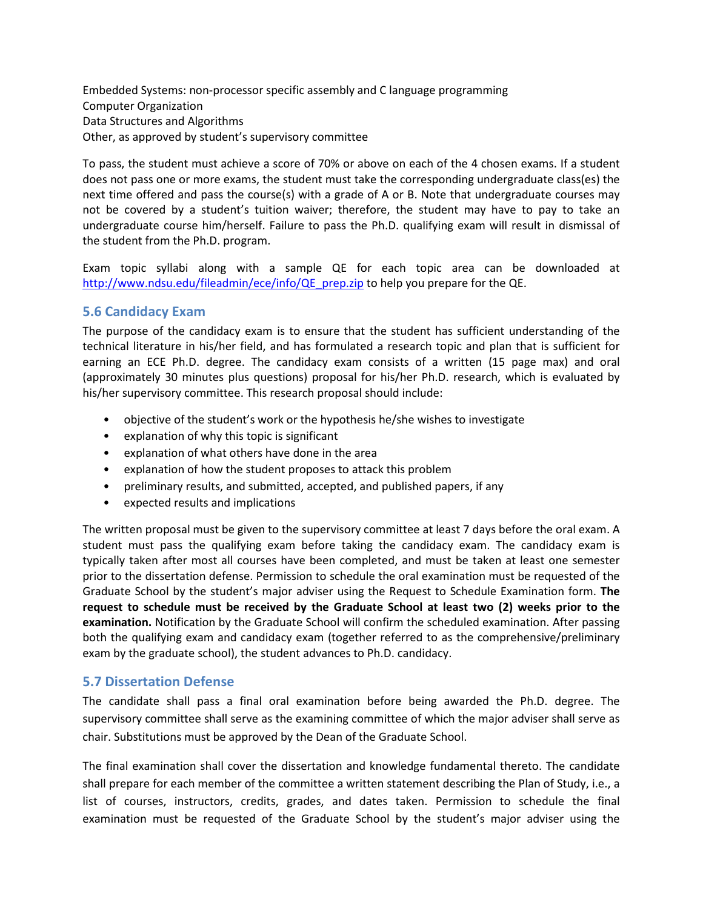Embedded Systems: non-processor specific assembly and C language programming
Computer Organization
Data Structures and Algorithms
Other, as approved by student's supervisory committee

To pass, the student must achieve a score of 70% or above on each of the 4 chosen exams. If a student does not pass one or more exams, the student must take the corresponding undergraduate class(es) the next time offered and pass the course(s) with a grade of A or B. Note that undergraduate courses may not be covered by a student's tuition waiver; therefore, the student may have to pay to take an undergraduate course him/herself. Failure to pass the Ph.D. qualifying exam will result in dismissal of the student from the Ph.D. program.

Exam topic syllabi along with a sample QE for each topic area can be downloaded at http://www.ndsu.edu/fileadmin/ece/info/QE_prep.zip to help you prepare for the QE.

### 5.6 Candidacy Exam

The purpose of the candidacy exam is to ensure that the student has sufficient understanding of the technical literature in his/her field, and has formulated a research topic and plan that is sufficient for earning an ECE Ph.D. degree. The candidacy exam consists of a written (15 page max) and oral (approximately 30 minutes plus questions) proposal for his/her Ph.D. research, which is evaluated by his/her supervisory committee. This research proposal should include:

- objective of the student's work or the hypothesis he/she wishes to investigate
- explanation of why this topic is significant
- explanation of what others have done in the area
- explanation of how the student proposes to attack this problem
- preliminary results, and submitted, accepted, and published papers, if any
- expected results and implications

The written proposal must be given to the supervisory committee at least 7 days before the oral exam. A student must pass the qualifying exam before taking the candidacy exam. The candidacy exam is typically taken after most all courses have been completed, and must be taken at least one semester prior to the dissertation defense. Permission to schedule the oral examination must be requested of the Graduate School by the student's major adviser using the Request to Schedule Examination form. **The request to schedule must be received by the Graduate School at least two (2) weeks prior to the examination.** Notification by the Graduate School will confirm the scheduled examination. After passing both the qualifying exam and candidacy exam (together referred to as the comprehensive/preliminary exam by the graduate school), the student advances to Ph.D. candidacy.

### 5.7 Dissertation Defense

The candidate shall pass a final oral examination before being awarded the Ph.D. degree. The supervisory committee shall serve as the examining committee of which the major adviser shall serve as chair. Substitutions must be approved by the Dean of the Graduate School.

The final examination shall cover the dissertation and knowledge fundamental thereto. The candidate shall prepare for each member of the committee a written statement describing the Plan of Study, i.e., a list of courses, instructors, credits, grades, and dates taken. Permission to schedule the final examination must be requested of the Graduate School by the student's major adviser using the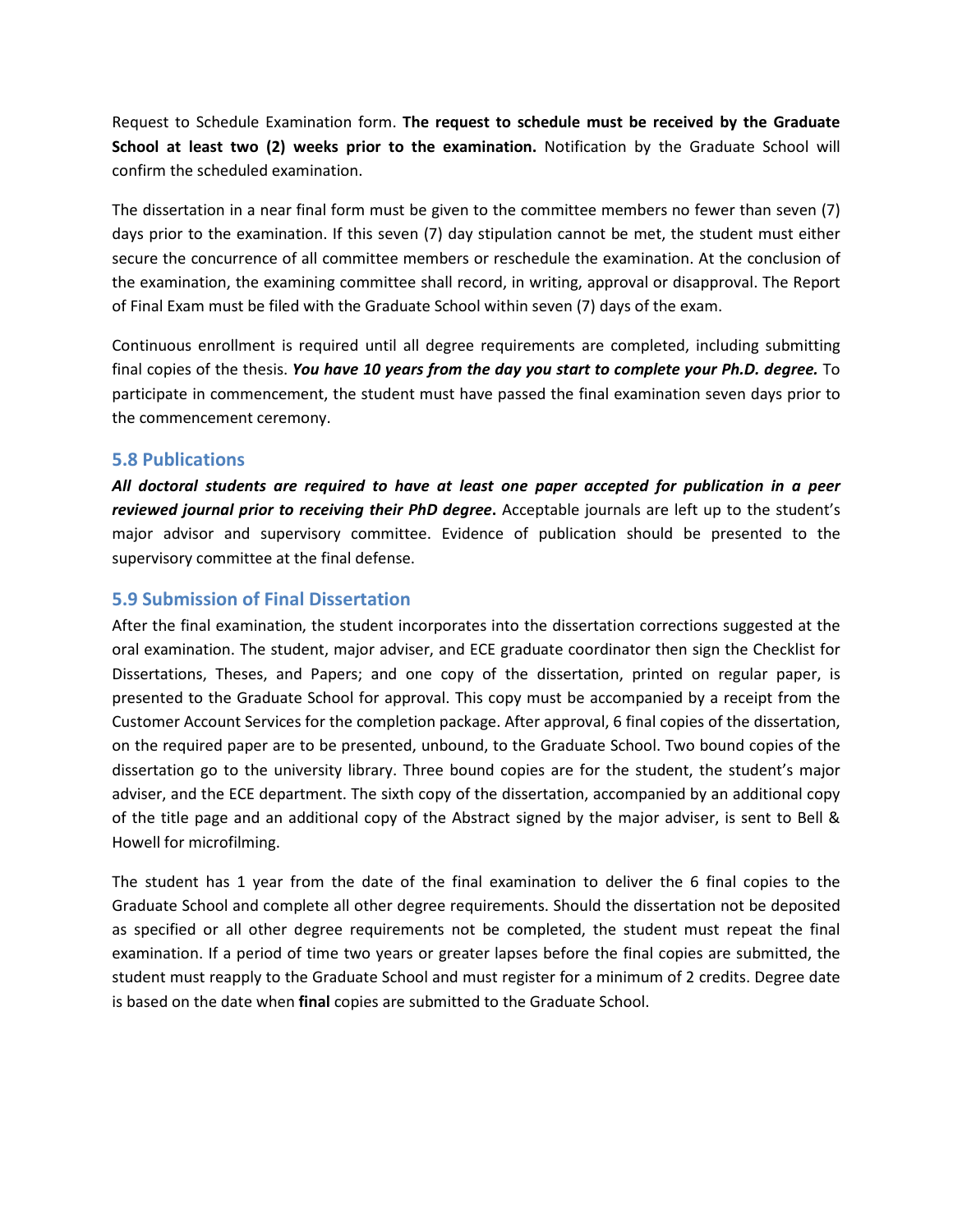Request to Schedule Examination form. **The request to schedule must be received by the Graduate School at least two (2) weeks prior to the examination.** Notification by the Graduate School will confirm the scheduled examination.

The dissertation in a near final form must be given to the committee members no fewer than seven (7) days prior to the examination. If this seven (7) day stipulation cannot be met, the student must either secure the concurrence of all committee members or reschedule the examination. At the conclusion of the examination, the examining committee shall record, in writing, approval or disapproval. The Report of Final Exam must be filed with the Graduate School within seven (7) days of the exam.

Continuous enrollment is required until all degree requirements are completed, including submitting final copies of the thesis. ***You have 10 years from the day you start to complete your Ph.D. degree.*** To participate in commencement, the student must have passed the final examination seven days prior to the commencement ceremony.

### 5.8 Publications

***All doctoral students are required to have at least one paper accepted for publication in a peer reviewed journal prior to receiving their PhD degree*.** Acceptable journals are left up to the student's major advisor and supervisory committee. Evidence of publication should be presented to the supervisory committee at the final defense.

### 5.9 Submission of Final Dissertation

After the final examination, the student incorporates into the dissertation corrections suggested at the oral examination. The student, major adviser, and ECE graduate coordinator then sign the Checklist for Dissertations, Theses, and Papers; and one copy of the dissertation, printed on regular paper, is presented to the Graduate School for approval. This copy must be accompanied by a receipt from the Customer Account Services for the completion package. After approval, 6 final copies of the dissertation, on the required paper are to be presented, unbound, to the Graduate School. Two bound copies of the dissertation go to the university library. Three bound copies are for the student, the student's major adviser, and the ECE department. The sixth copy of the dissertation, accompanied by an additional copy of the title page and an additional copy of the Abstract signed by the major adviser, is sent to Bell & Howell for microfilming.

The student has 1 year from the date of the final examination to deliver the 6 final copies to the Graduate School and complete all other degree requirements. Should the dissertation not be deposited as specified or all other degree requirements not be completed, the student must repeat the final examination. If a period of time two years or greater lapses before the final copies are submitted, the student must reapply to the Graduate School and must register for a minimum of 2 credits. Degree date is based on the date when **final** copies are submitted to the Graduate School.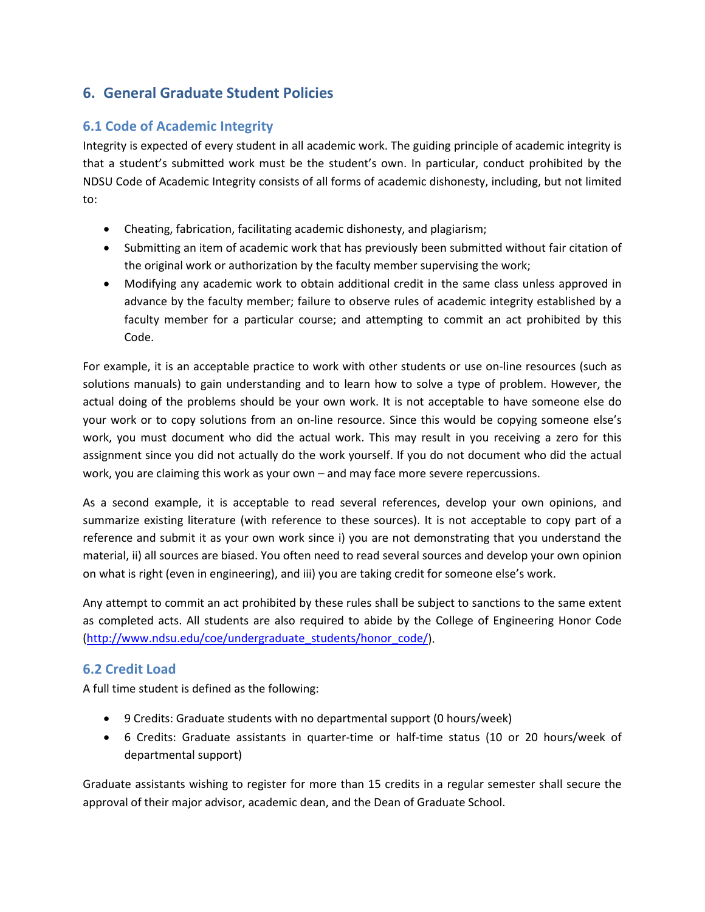## 6. General Graduate Student Policies

### 6.1 Code of Academic Integrity

Integrity is expected of every student in all academic work. The guiding principle of academic integrity is that a student's submitted work must be the student's own. In particular, conduct prohibited by the NDSU Code of Academic Integrity consists of all forms of academic dishonesty, including, but not limited to:

- Cheating, fabrication, facilitating academic dishonesty, and plagiarism;
- Submitting an item of academic work that has previously been submitted without fair citation of the original work or authorization by the faculty member supervising the work;
- Modifying any academic work to obtain additional credit in the same class unless approved in advance by the faculty member; failure to observe rules of academic integrity established by a faculty member for a particular course; and attempting to commit an act prohibited by this Code.

For example, it is an acceptable practice to work with other students or use on-line resources (such as solutions manuals) to gain understanding and to learn how to solve a type of problem. However, the actual doing of the problems should be your own work. It is not acceptable to have someone else do your work or to copy solutions from an on-line resource. Since this would be copying someone else's work, you must document who did the actual work. This may result in you receiving a zero for this assignment since you did not actually do the work yourself. If you do not document who did the actual work, you are claiming this work as your own – and may face more severe repercussions.

As a second example, it is acceptable to read several references, develop your own opinions, and summarize existing literature (with reference to these sources). It is not acceptable to copy part of a reference and submit it as your own work since i) you are not demonstrating that you understand the material, ii) all sources are biased. You often need to read several sources and develop your own opinion on what is right (even in engineering), and iii) you are taking credit for someone else's work.

Any attempt to commit an act prohibited by these rules shall be subject to sanctions to the same extent as completed acts. All students are also required to abide by the College of Engineering Honor Code (http://www.ndsu.edu/coe/undergraduate_students/honor_code/).

### 6.2 Credit Load

A full time student is defined as the following:

- 9 Credits: Graduate students with no departmental support (0 hours/week)
- 6 Credits: Graduate assistants in quarter-time or half-time status (10 or 20 hours/week of departmental support)

Graduate assistants wishing to register for more than 15 credits in a regular semester shall secure the approval of their major advisor, academic dean, and the Dean of Graduate School.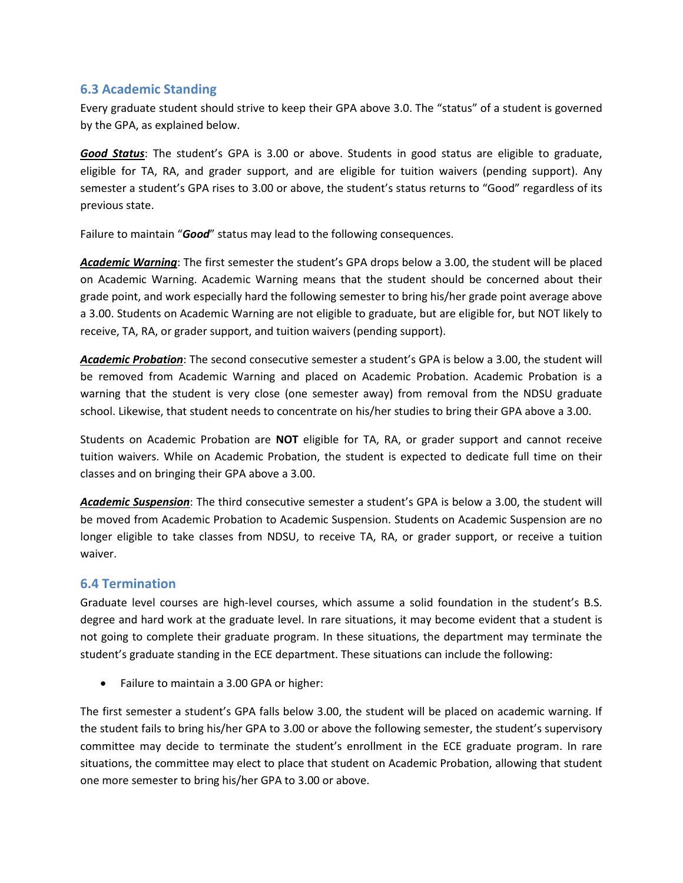## 6.3 Academic Standing

Every graduate student should strive to keep their GPA above 3.0. The "status" of a student is governed by the GPA, as explained below.

***<u>Good Status</u>***: The student's GPA is 3.00 or above. Students in good status are eligible to graduate, eligible for TA, RA, and grader support, and are eligible for tuition waivers (pending support). Any semester a student's GPA rises to 3.00 or above, the student's status returns to "Good" regardless of its previous state.

Failure to maintain "***Good***" status may lead to the following consequences.

***<u>Academic Warning</u>***: The first semester the student's GPA drops below a 3.00, the student will be placed on Academic Warning. Academic Warning means that the student should be concerned about their grade point, and work especially hard the following semester to bring his/her grade point average above a 3.00. Students on Academic Warning are not eligible to graduate, but are eligible for, but NOT likely to receive, TA, RA, or grader support, and tuition waivers (pending support).

***<u>Academic Probation</u>***: The second consecutive semester a student's GPA is below a 3.00, the student will be removed from Academic Warning and placed on Academic Probation. Academic Probation is a warning that the student is very close (one semester away) from removal from the NDSU graduate school. Likewise, that student needs to concentrate on his/her studies to bring their GPA above a 3.00.

Students on Academic Probation are **NOT** eligible for TA, RA, or grader support and cannot receive tuition waivers. While on Academic Probation, the student is expected to dedicate full time on their classes and on bringing their GPA above a 3.00.

***<u>Academic Suspension</u>***: The third consecutive semester a student's GPA is below a 3.00, the student will be moved from Academic Probation to Academic Suspension. Students on Academic Suspension are no longer eligible to take classes from NDSU, to receive TA, RA, or grader support, or receive a tuition waiver.

## 6.4 Termination

Graduate level courses are high-level courses, which assume a solid foundation in the student's B.S. degree and hard work at the graduate level. In rare situations, it may become evident that a student is not going to complete their graduate program. In these situations, the department may terminate the student's graduate standing in the ECE department. These situations can include the following:

- Failure to maintain a 3.00 GPA or higher:

The first semester a student's GPA falls below 3.00, the student will be placed on academic warning. If the student fails to bring his/her GPA to 3.00 or above the following semester, the student's supervisory committee may decide to terminate the student's enrollment in the ECE graduate program. In rare situations, the committee may elect to place that student on Academic Probation, allowing that student one more semester to bring his/her GPA to 3.00 or above.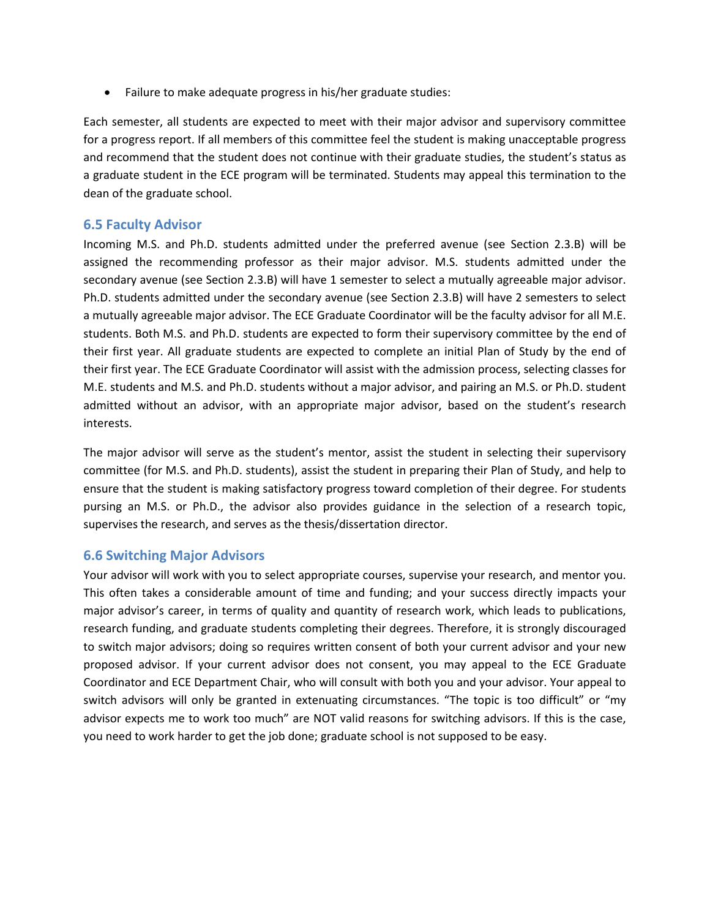- Failure to make adequate progress in his/her graduate studies:

Each semester, all students are expected to meet with their major advisor and supervisory committee for a progress report. If all members of this committee feel the student is making unacceptable progress and recommend that the student does not continue with their graduate studies, the student's status as a graduate student in the ECE program will be terminated. Students may appeal this termination to the dean of the graduate school.

### 6.5 Faculty Advisor

Incoming M.S. and Ph.D. students admitted under the preferred avenue (see Section 2.3.B) will be assigned the recommending professor as their major advisor. M.S. students admitted under the secondary avenue (see Section 2.3.B) will have 1 semester to select a mutually agreeable major advisor. Ph.D. students admitted under the secondary avenue (see Section 2.3.B) will have 2 semesters to select a mutually agreeable major advisor. The ECE Graduate Coordinator will be the faculty advisor for all M.E. students. Both M.S. and Ph.D. students are expected to form their supervisory committee by the end of their first year. All graduate students are expected to complete an initial Plan of Study by the end of their first year. The ECE Graduate Coordinator will assist with the admission process, selecting classes for M.E. students and M.S. and Ph.D. students without a major advisor, and pairing an M.S. or Ph.D. student admitted without an advisor, with an appropriate major advisor, based on the student's research interests.

The major advisor will serve as the student's mentor, assist the student in selecting their supervisory committee (for M.S. and Ph.D. students), assist the student in preparing their Plan of Study, and help to ensure that the student is making satisfactory progress toward completion of their degree. For students pursing an M.S. or Ph.D., the advisor also provides guidance in the selection of a research topic, supervises the research, and serves as the thesis/dissertation director.

### 6.6 Switching Major Advisors

Your advisor will work with you to select appropriate courses, supervise your research, and mentor you. This often takes a considerable amount of time and funding; and your success directly impacts your major advisor's career, in terms of quality and quantity of research work, which leads to publications, research funding, and graduate students completing their degrees. Therefore, it is strongly discouraged to switch major advisors; doing so requires written consent of both your current advisor and your new proposed advisor. If your current advisor does not consent, you may appeal to the ECE Graduate Coordinator and ECE Department Chair, who will consult with both you and your advisor. Your appeal to switch advisors will only be granted in extenuating circumstances. "The topic is too difficult" or "my advisor expects me to work too much" are NOT valid reasons for switching advisors. If this is the case, you need to work harder to get the job done; graduate school is not supposed to be easy.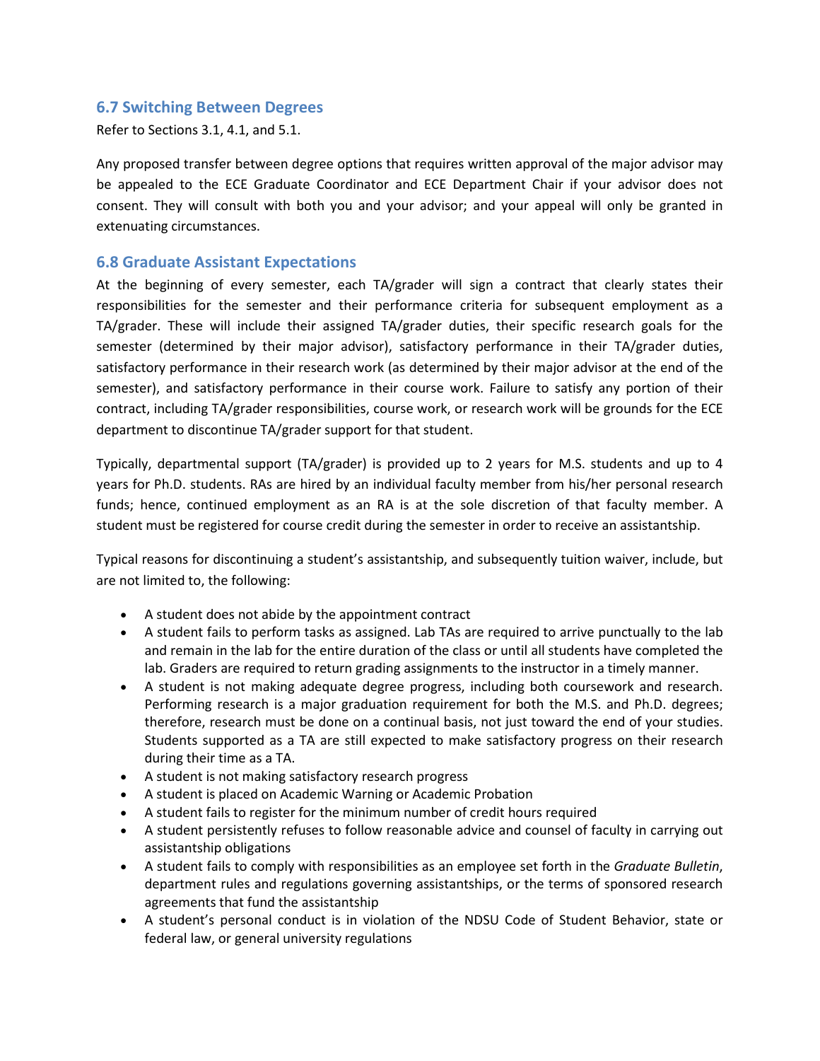### 6.7 Switching Between Degrees

Refer to Sections 3.1, 4.1, and 5.1.

Any proposed transfer between degree options that requires written approval of the major advisor may be appealed to the ECE Graduate Coordinator and ECE Department Chair if your advisor does not consent. They will consult with both you and your advisor; and your appeal will only be granted in extenuating circumstances.

### 6.8 Graduate Assistant Expectations

At the beginning of every semester, each TA/grader will sign a contract that clearly states their responsibilities for the semester and their performance criteria for subsequent employment as a TA/grader. These will include their assigned TA/grader duties, their specific research goals for the semester (determined by their major advisor), satisfactory performance in their TA/grader duties, satisfactory performance in their research work (as determined by their major advisor at the end of the semester), and satisfactory performance in their course work. Failure to satisfy any portion of their contract, including TA/grader responsibilities, course work, or research work will be grounds for the ECE department to discontinue TA/grader support for that student.

Typically, departmental support (TA/grader) is provided up to 2 years for M.S. students and up to 4 years for Ph.D. students. RAs are hired by an individual faculty member from his/her personal research funds; hence, continued employment as an RA is at the sole discretion of that faculty member. A student must be registered for course credit during the semester in order to receive an assistantship.

Typical reasons for discontinuing a student's assistantship, and subsequently tuition waiver, include, but are not limited to, the following:

- A student does not abide by the appointment contract
- A student fails to perform tasks as assigned. Lab TAs are required to arrive punctually to the lab and remain in the lab for the entire duration of the class or until all students have completed the lab. Graders are required to return grading assignments to the instructor in a timely manner.
- A student is not making adequate degree progress, including both coursework and research. Performing research is a major graduation requirement for both the M.S. and Ph.D. degrees; therefore, research must be done on a continual basis, not just toward the end of your studies. Students supported as a TA are still expected to make satisfactory progress on their research during their time as a TA.
- A student is not making satisfactory research progress
- A student is placed on Academic Warning or Academic Probation
- A student fails to register for the minimum number of credit hours required
- A student persistently refuses to follow reasonable advice and counsel of faculty in carrying out assistantship obligations
- A student fails to comply with responsibilities as an employee set forth in the *Graduate Bulletin*, department rules and regulations governing assistantships, or the terms of sponsored research agreements that fund the assistantship
- A student's personal conduct is in violation of the NDSU Code of Student Behavior, state or federal law, or general university regulations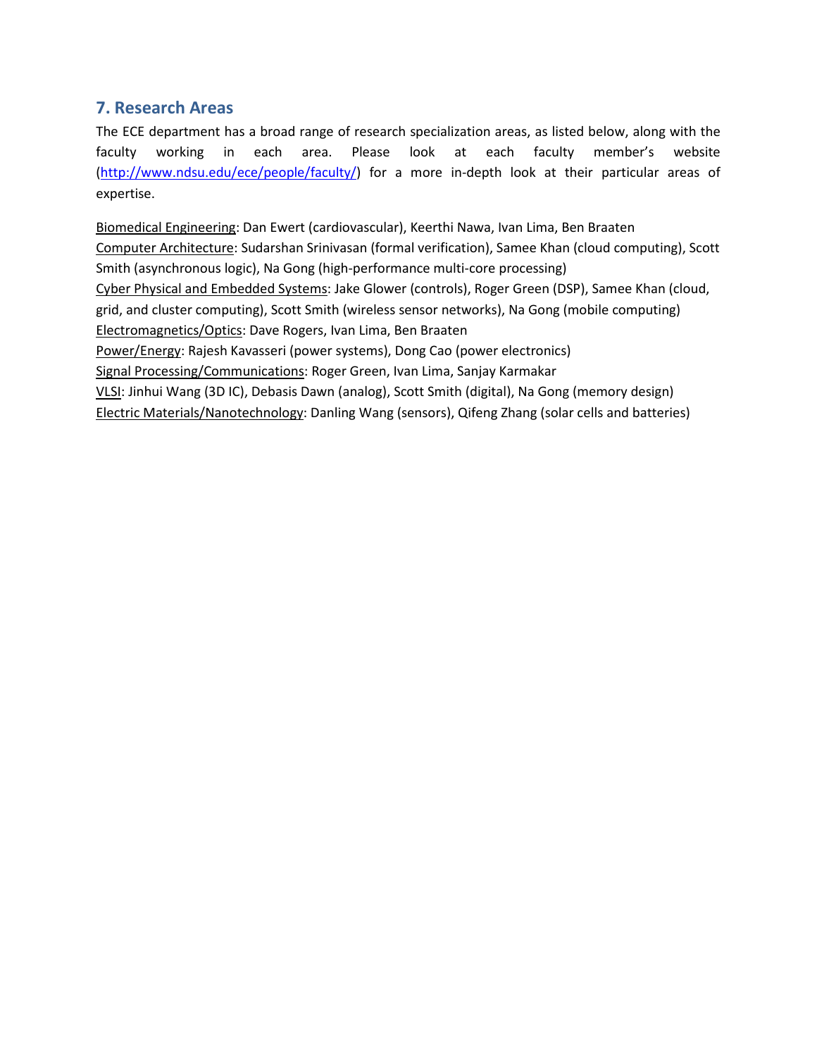## 7. Research Areas

The ECE department has a broad range of research specialization areas, as listed below, along with the faculty working in each area. Please look at each faculty member's website ([http://www.ndsu.edu/ece/people/faculty/](http://www.ndsu.edu/ece/people/faculty/)) for a more in-depth look at their particular areas of expertise.

<u>Biomedical Engineering</u>: Dan Ewert (cardiovascular), Keerthi Nawa, Ivan Lima, Ben Braaten
<u>Computer Architecture</u>: Sudarshan Srinivasan (formal verification), Samee Khan (cloud computing), Scott Smith (asynchronous logic), Na Gong (high-performance multi-core processing)
<u>Cyber Physical and Embedded Systems</u>: Jake Glower (controls), Roger Green (DSP), Samee Khan (cloud, grid, and cluster computing), Scott Smith (wireless sensor networks), Na Gong (mobile computing)
<u>Electromagnetics/Optics</u>: Dave Rogers, Ivan Lima, Ben Braaten
<u>Power/Energy</u>: Rajesh Kavasseri (power systems), Dong Cao (power electronics)
<u>Signal Processing/Communications</u>: Roger Green, Ivan Lima, Sanjay Karmakar
<u>VLSI</u>: Jinhui Wang (3D IC), Debasis Dawn (analog), Scott Smith (digital), Na Gong (memory design)
<u>Electric Materials/Nanotechnology</u>: Danling Wang (sensors), Qifeng Zhang (solar cells and batteries)